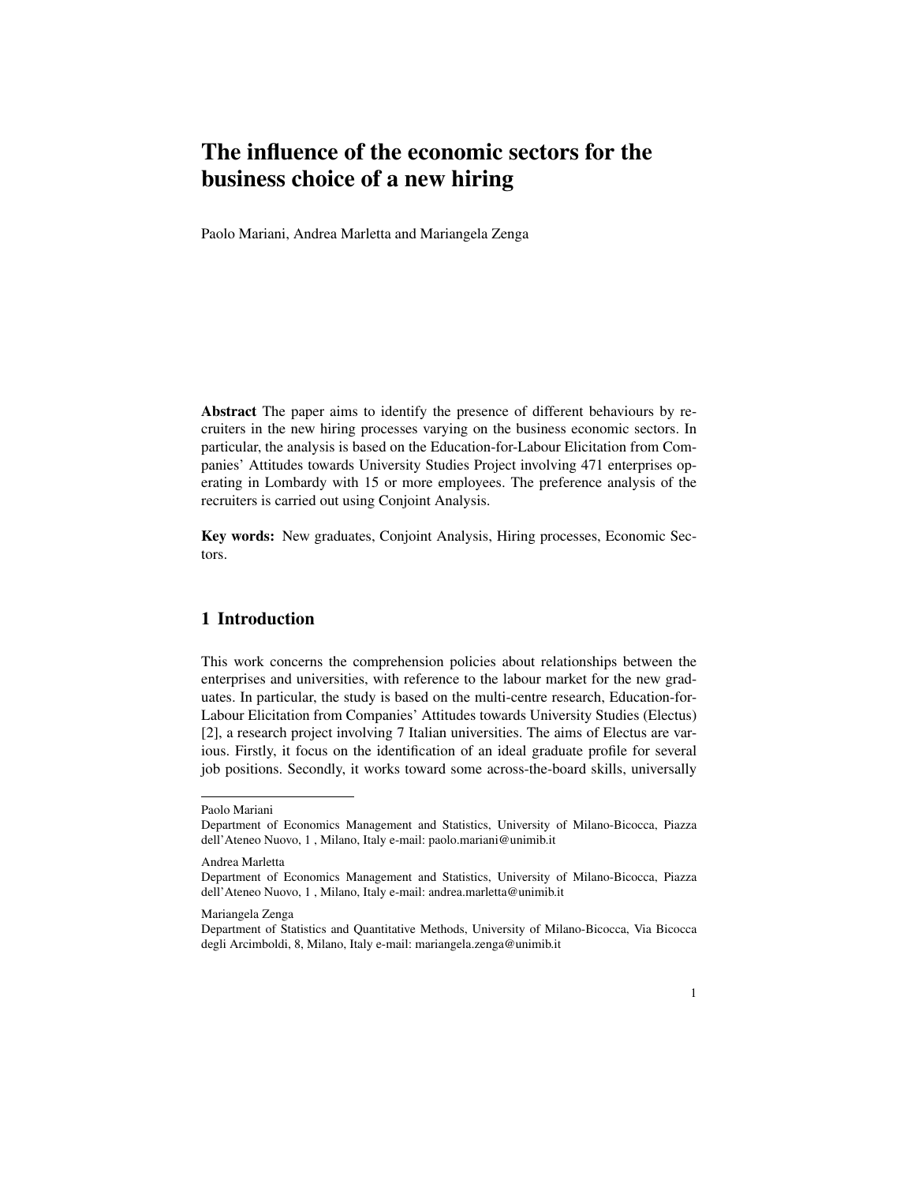# The influence of the economic sectors for the business choice of a new hiring

Paolo Mariani, Andrea Marletta and Mariangela Zenga

**Abstract** The paper aims to identify the presence of different behaviours by recruiters in the new hiring processes varying on the business economic sectors. In particular, the analysis is based on the Education-for-Labour Elicitation from Companies' Attitudes towards University Studies Project involving 471 enterprises operating in Lombardy with 15 or more employees. The preference analysis of the recruiters is carried out using Conjoint Analysis.

**Key words:** New graduates, Conjoint Analysis, Hiring processes, Economic Sectors.

## 1 Introduction

This work concerns the comprehension policies about relationships between the enterprises and universities, with reference to the labour market for the new graduates. In particular, the study is based on the multi-centre research, Education-for-Labour Elicitation from Companies' Attitudes towards University Studies (Electus) [2], a research project involving 7 Italian universities. The aims of Electus are various. Firstly, it focus on the identification of an ideal graduate profile for several job positions. Secondly, it works toward some across-the-board skills, universally

---

Paolo Mariani
Department of Economics Management and Statistics, University of Milano-Bicocca, Piazza dell'Ateneo Nuovo, 1 , Milano, Italy e-mail: paolo.mariani@unimib.it

Andrea Marletta
Department of Economics Management and Statistics, University of Milano-Bicocca, Piazza dell'Ateneo Nuovo, 1 , Milano, Italy e-mail: andrea.marletta@unimib.it

Mariangela Zenga
Department of Statistics and Quantitative Methods, University of Milano-Bicocca, Via Bicocca degli Arcimboldi, 8, Milano, Italy e-mail: mariangela.zenga@unimib.it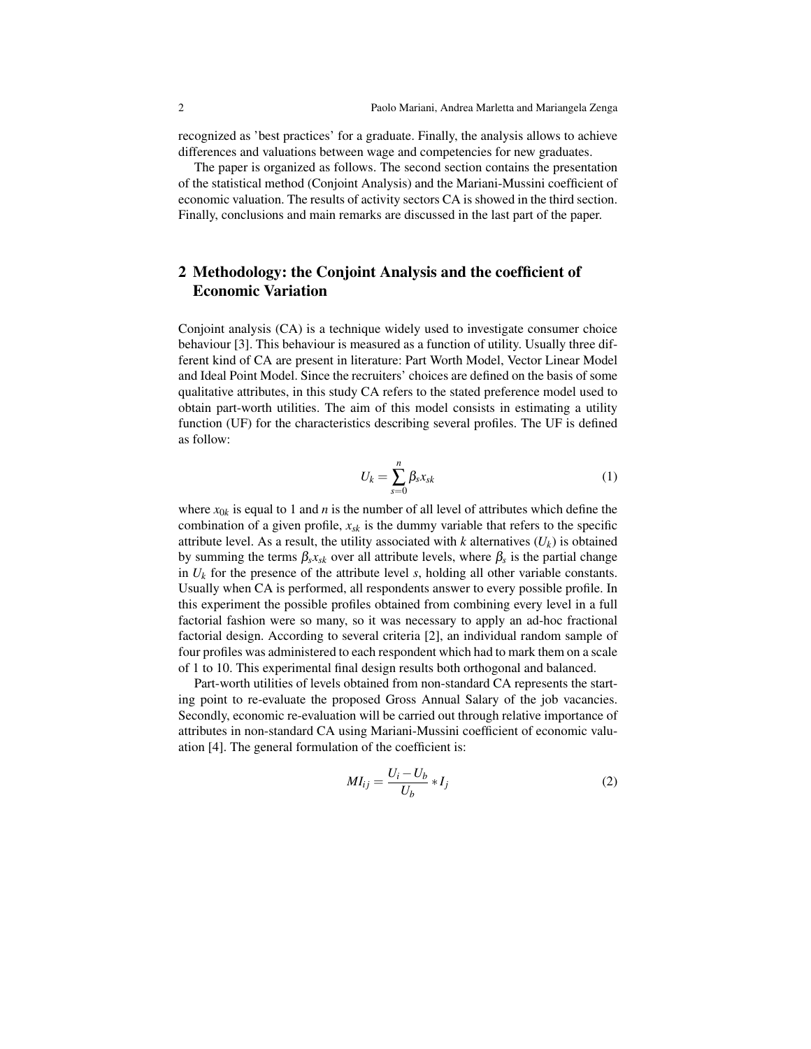recognized as 'best practices' for a graduate. Finally, the analysis allows to achieve differences and valuations between wage and competencies for new graduates.

The paper is organized as follows. The second section contains the presentation of the statistical method (Conjoint Analysis) and the Mariani-Mussini coefficient of economic valuation. The results of activity sectors CA is showed in the third section. Finally, conclusions and main remarks are discussed in the last part of the paper.

## 2 Methodology: the Conjoint Analysis and the coefficient of Economic Variation

Conjoint analysis (CA) is a technique widely used to investigate consumer choice behaviour [3]. This behaviour is measured as a function of utility. Usually three different kind of CA are present in literature: Part Worth Model, Vector Linear Model and Ideal Point Model. Since the recruiters' choices are defined on the basis of some qualitative attributes, in this study CA refers to the stated preference model used to obtain part-worth utilities. The aim of this model consists in estimating a utility function (UF) for the characteristics describing several profiles. The UF is defined as follow:

$$U_k = \sum_{s=0}^{n} \beta_s x_{sk} \tag{1}$$

where $x_{0k}$ is equal to 1 and $n$ is the number of all level of attributes which define the combination of a given profile, $x_{sk}$ is the dummy variable that refers to the specific attribute level. As a result, the utility associated with $k$ alternatives ($U_k$) is obtained by summing the terms $\beta_s x_{sk}$ over all attribute levels, where $\beta_s$ is the partial change in $U_k$ for the presence of the attribute level $s$, holding all other variable constants. Usually when CA is performed, all respondents answer to every possible profile. In this experiment the possible profiles obtained from combining every level in a full factorial fashion were so many, so it was necessary to apply an ad-hoc fractional factorial design. According to several criteria [2], an individual random sample of four profiles was administered to each respondent which had to mark them on a scale of 1 to 10. This experimental final design results both orthogonal and balanced.

Part-worth utilities of levels obtained from non-standard CA represents the starting point to re-evaluate the proposed Gross Annual Salary of the job vacancies. Secondly, economic re-evaluation will be carried out through relative importance of attributes in non-standard CA using Mariani-Mussini coefficient of economic valuation [4]. The general formulation of the coefficient is:

$$MI_{ij} = \frac{U_i - U_b}{U_b} * I_j \tag{2}$$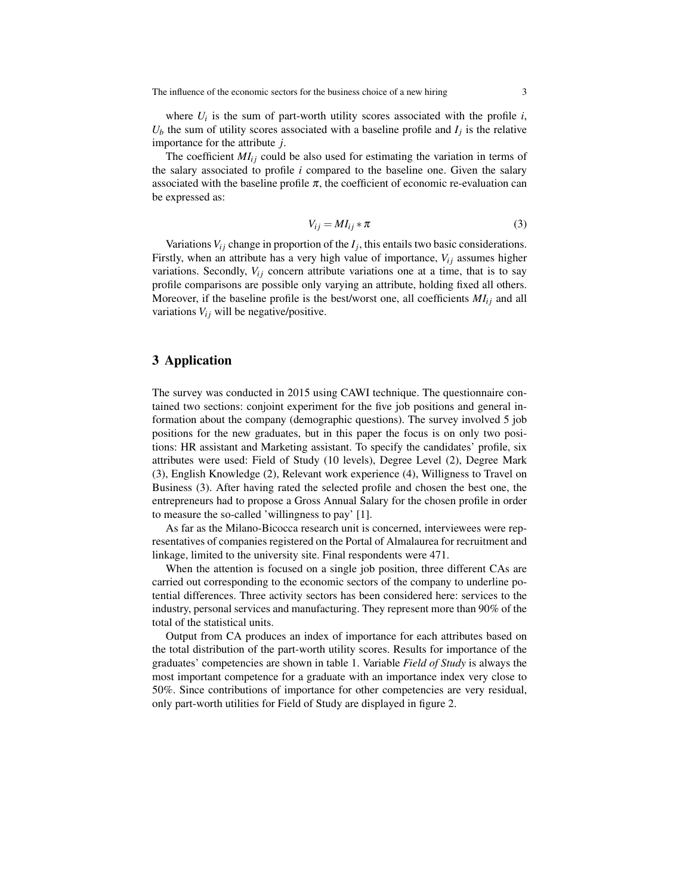where $U_i$ is the sum of part-worth utility scores associated with the profile $i$, $U_b$ the sum of utility scores associated with a baseline profile and $I_j$ is the relative importance for the attribute $j$.

The coefficient $MI_{ij}$ could be also used for estimating the variation in terms of the salary associated to profile $i$ compared to the baseline one. Given the salary associated with the baseline profile $\pi$, the coefficient of economic re-evaluation can be expressed as:

$$V_{ij} = MI_{ij} * \pi \tag{3}$$

Variations $V_{ij}$ change in proportion of the $I_j$, this entails two basic considerations. Firstly, when an attribute has a very high value of importance, $V_{ij}$ assumes higher variations. Secondly, $V_{ij}$ concern attribute variations one at a time, that is to say profile comparisons are possible only varying an attribute, holding fixed all others. Moreover, if the baseline profile is the best/worst one, all coefficients $MI_{ij}$ and all variations $V_{ij}$ will be negative/positive.

## 3 Application

The survey was conducted in 2015 using CAWI technique. The questionnaire contained two sections: conjoint experiment for the five job positions and general information about the company (demographic questions). The survey involved 5 job positions for the new graduates, but in this paper the focus is on only two positions: HR assistant and Marketing assistant. To specify the candidates' profile, six attributes were used: Field of Study (10 levels), Degree Level (2), Degree Mark (3), English Knowledge (2), Relevant work experience (4), Willigness to Travel on Business (3). After having rated the selected profile and chosen the best one, the entrepreneurs had to propose a Gross Annual Salary for the chosen profile in order to measure the so-called 'willingness to pay' [1].

As far as the Milano-Bicocca research unit is concerned, interviewees were representatives of companies registered on the Portal of Almalaurea for recruitment and linkage, limited to the university site. Final respondents were 471.

When the attention is focused on a single job position, three different CAs are carried out corresponding to the economic sectors of the company to underline potential differences. Three activity sectors has been considered here: services to the industry, personal services and manufacturing. They represent more than 90% of the total of the statistical units.

Output from CA produces an index of importance for each attributes based on the total distribution of the part-worth utility scores. Results for importance of the graduates' competencies are shown in table 1. Variable *Field of Study* is always the most important competence for a graduate with an importance index very close to 50%. Since contributions of importance for other competencies are very residual, only part-worth utilities for Field of Study are displayed in figure 2.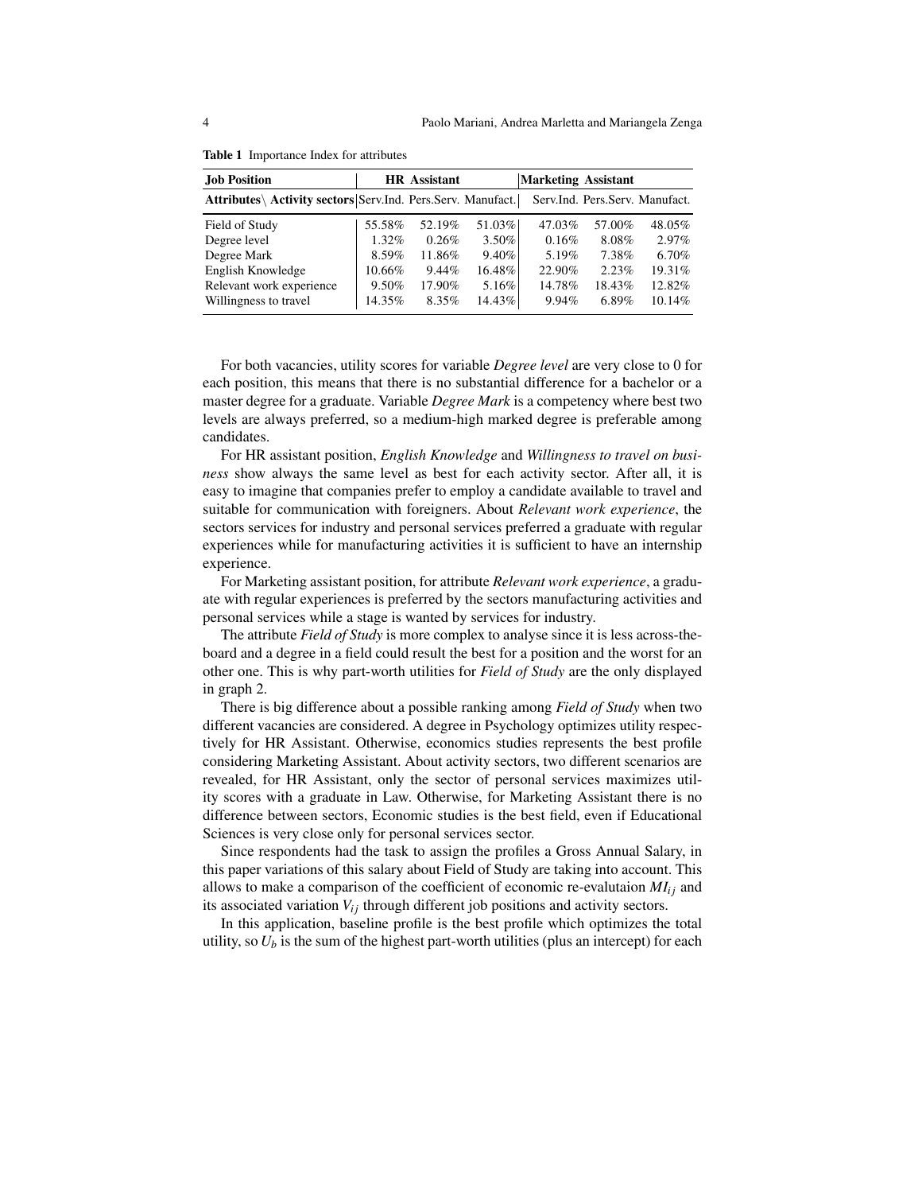**Table 1** Importance Index for attributes

| **Job Position** | **HR Assistant** | | | **Marketing Assistant** | | |
|---|---|---|---|---|---|---|
| **Attributes\ Activity sectors** | **Serv.Ind.** | **Pers.Serv.** | **Manufact.** | Serv.Ind. | Pers.Serv. | Manufact. |
| Field of Study | 55.58% | 52.19% | 51.03% | 47.03% | 57.00% | 48.05% |
| Degree level | 1.32% | 0.26% | 3.50% | 0.16% | 8.08% | 2.97% |
| Degree Mark | 8.59% | 11.86% | 9.40% | 5.19% | 7.38% | 6.70% |
| English Knowledge | 10.66% | 9.44% | 16.48% | 22.90% | 2.23% | 19.31% |
| Relevant work experience | 9.50% | 17.90% | 5.16% | 14.78% | 18.43% | 12.82% |
| Willingness to travel | 14.35% | 8.35% | 14.43% | 9.94% | 6.89% | 10.14% |

For both vacancies, utility scores for variable *Degree level* are very close to 0 for each position, this means that there is no substantial difference for a bachelor or a master degree for a graduate. Variable *Degree Mark* is a competency where best two levels are always preferred, so a medium-high marked degree is preferable among candidates.

For HR assistant position, *English Knowledge* and *Willingness to travel on business* show always the same level as best for each activity sector. After all, it is easy to imagine that companies prefer to employ a candidate available to travel and suitable for communication with foreigners. About *Relevant work experience*, the sectors services for industry and personal services preferred a graduate with regular experiences while for manufacturing activities it is sufficient to have an internship experience.

For Marketing assistant position, for attribute *Relevant work experience*, a graduate with regular experiences is preferred by the sectors manufacturing activities and personal services while a stage is wanted by services for industry.

The attribute *Field of Study* is more complex to analyse since it is less across-the-board and a degree in a field could result the best for a position and the worst for an other one. This is why part-worth utilities for *Field of Study* are the only displayed in graph 2.

There is big difference about a possible ranking among *Field of Study* when two different vacancies are considered. A degree in Psychology optimizes utility respectively for HR Assistant. Otherwise, economics studies represents the best profile considering Marketing Assistant. About activity sectors, two different scenarios are revealed, for HR Assistant, only the sector of personal services maximizes utility scores with a graduate in Law. Otherwise, for Marketing Assistant there is no difference between sectors, Economic studies is the best field, even if Educational Sciences is very close only for personal services sector.

Since respondents had the task to assign the profiles a Gross Annual Salary, in this paper variations of this salary about Field of Study are taking into account. This allows to make a comparison of the coefficient of economic re-evalutaion $MI_{ij}$ and its associated variation $V_{ij}$ through different job positions and activity sectors.

In this application, baseline profile is the best profile which optimizes the total utility, so $U_b$ is the sum of the highest part-worth utilities (plus an intercept) for each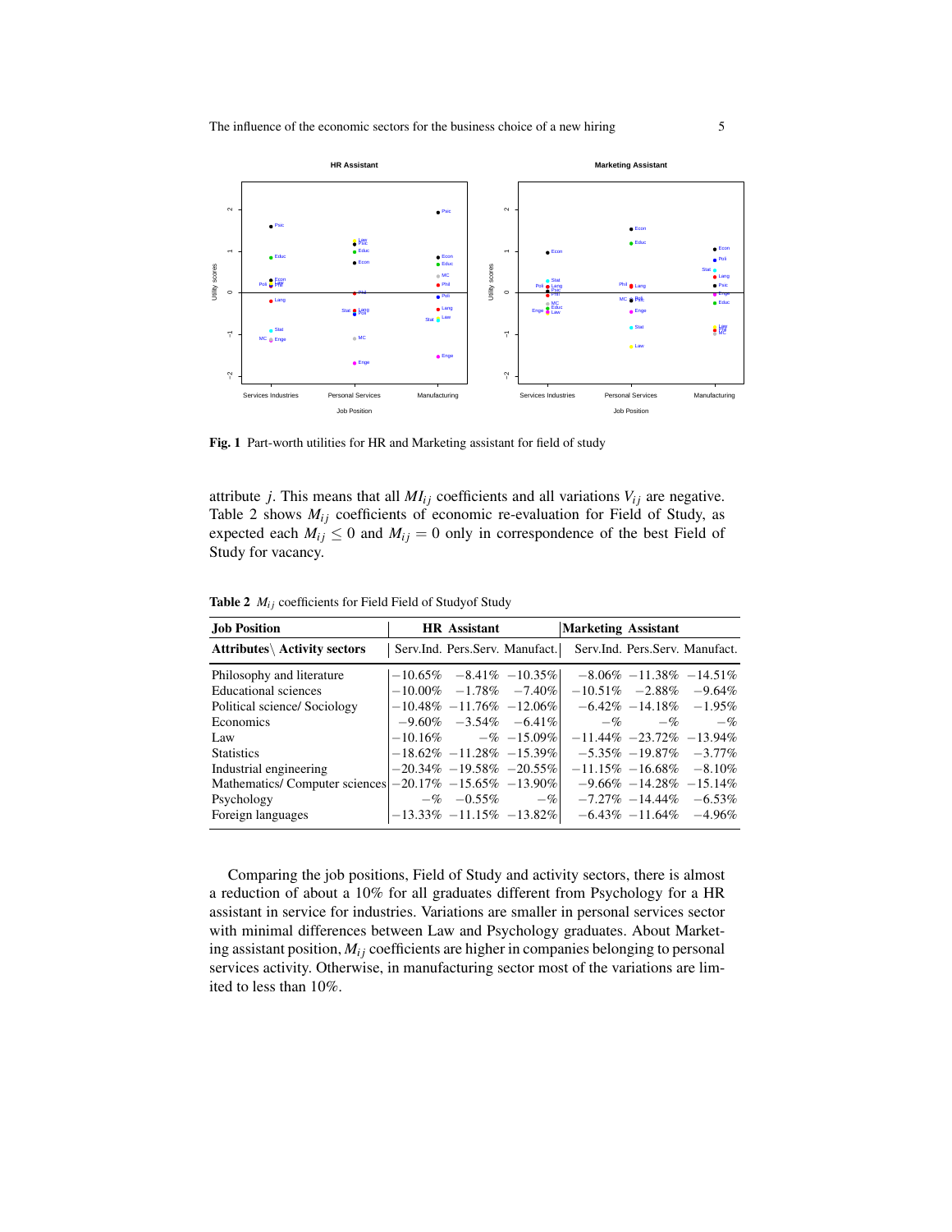**Fig. 1** Part-worth utilities for HR and Marketing assistant for field of study

attribute $j$. This means that all $MI_{ij}$ coefficients and all variations $V_{ij}$ are negative. Table 2 shows $M_{ij}$ coefficients of economic re-evaluation for Field of Study, as expected each $M_{ij} \leq 0$ and $M_{ij} = 0$ only in correspondence of the best Field of Study for vacancy.

**Table 2** $M_{ij}$ coefficients for Field Field of Studyof Study

| Job Position | HR Assistant | | | Marketing Assistant | | |
|---|---|---|---|---|---|---|
| **Attributes\ Activity sectors** | Serv.Ind. | Pers.Serv. | Manufact. | Serv.Ind. | Pers.Serv. | Manufact. |
| Philosophy and literature | −10.65% | −8.41% | −10.35% | −8.06% | −11.38% | −14.51% |
| Educational sciences | −10.00% | −1.78% | −7.40% | −10.51% | −2.88% | −9.64% |
| Political science/ Sociology | −10.48% | −11.76% | −12.06% | −6.42% | −14.18% | −1.95% |
| Economics | −9.60% | −3.54% | −6.41% | −% | −% | −% |
| Law | −10.16% | −% | −15.09% | −11.44% | −23.72% | −13.94% |
| Statistics | −18.62% | −11.28% | −15.39% | −5.35% | −19.87% | −3.77% |
| Industrial engineering | −20.34% | −19.58% | −20.55% | −11.15% | −16.68% | −8.10% |
| Mathematics/ Computer sciences | −20.17% | −15.65% | −13.90% | −9.66% | −14.28% | −15.14% |
| Psychology | −% | −0.55% | −% | −7.27% | −14.44% | −6.53% |
| Foreign languages | −13.33% | −11.15% | −13.82% | −6.43% | −11.64% | −4.96% |

Comparing the job positions, Field of Study and activity sectors, there is almost a reduction of about a 10% for all graduates different from Psychology for a HR assistant in service for industries. Variations are smaller in personal services sector with minimal differences between Law and Psychology graduates. About Marketing assistant position, $M_{ij}$ coefficients are higher in companies belonging to personal services activity. Otherwise, in manufacturing sector most of the variations are limited to less than 10%.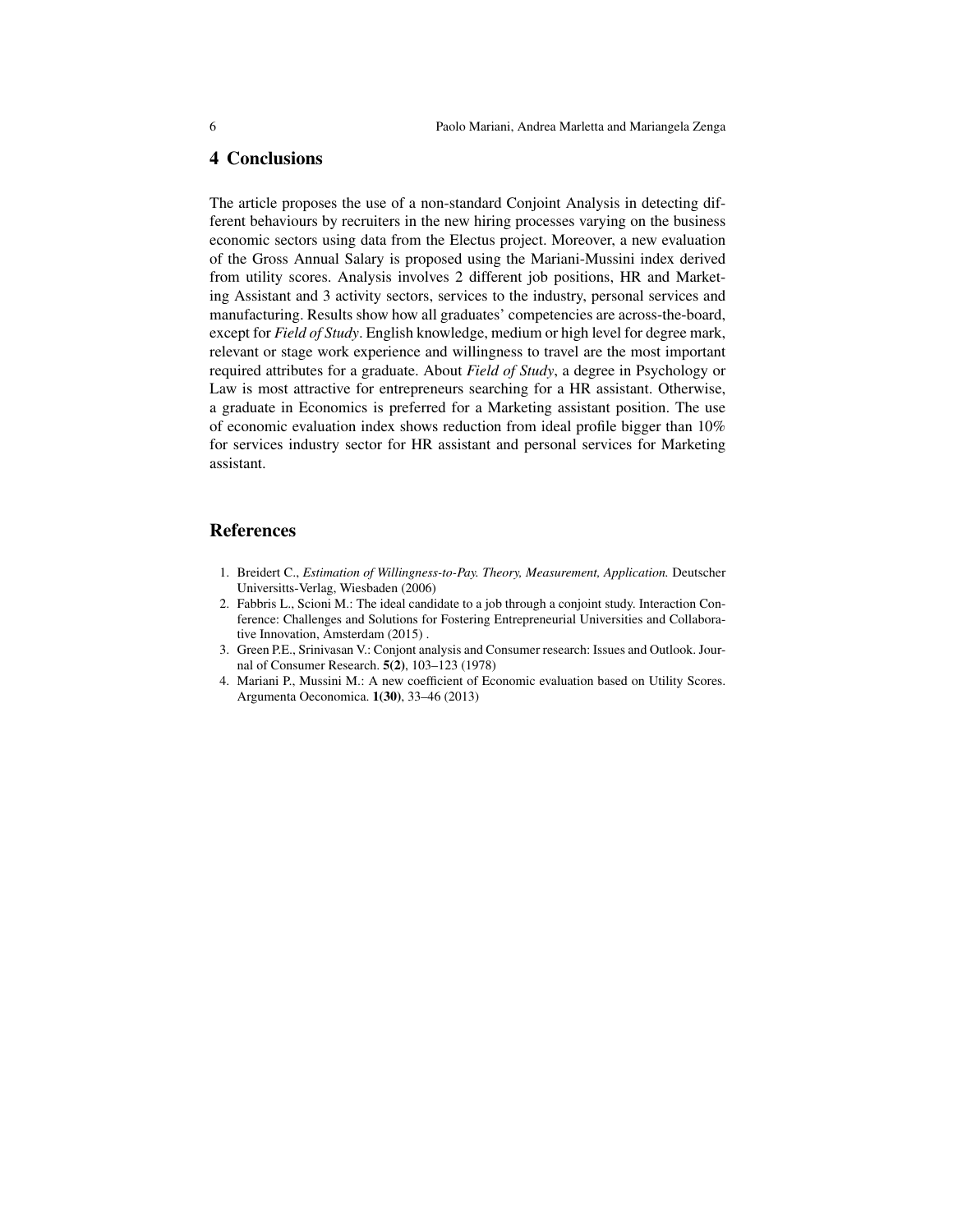## 4 Conclusions

The article proposes the use of a non-standard Conjoint Analysis in detecting different behaviours by recruiters in the new hiring processes varying on the business economic sectors using data from the Electus project. Moreover, a new evaluation of the Gross Annual Salary is proposed using the Mariani-Mussini index derived from utility scores. Analysis involves 2 different job positions, HR and Marketing Assistant and 3 activity sectors, services to the industry, personal services and manufacturing. Results show how all graduates' competencies are across-the-board, except for *Field of Study*. English knowledge, medium or high level for degree mark, relevant or stage work experience and willingness to travel are the most important required attributes for a graduate. About *Field of Study*, a degree in Psychology or Law is most attractive for entrepreneurs searching for a HR assistant. Otherwise, a graduate in Economics is preferred for a Marketing assistant position. The use of economic evaluation index shows reduction from ideal profile bigger than 10% for services industry sector for HR assistant and personal services for Marketing assistant.

## References

1. Breidert C., *Estimation of Willingness-to-Pay. Theory, Measurement, Application.* Deutscher Universitts-Verlag, Wiesbaden (2006)
2. Fabbris L., Scioni M.: The ideal candidate to a job through a conjoint study. Interaction Conference: Challenges and Solutions for Fostering Entrepreneurial Universities and Collaborative Innovation, Amsterdam (2015) .
3. Green P.E., Srinivasan V.: Conjont analysis and Consumer research: Issues and Outlook. Journal of Consumer Research. **5(2)**, 103–123 (1978)
4. Mariani P., Mussini M.: A new coefficient of Economic evaluation based on Utility Scores. Argumenta Oeconomica. **1(30)**, 33–46 (2013)